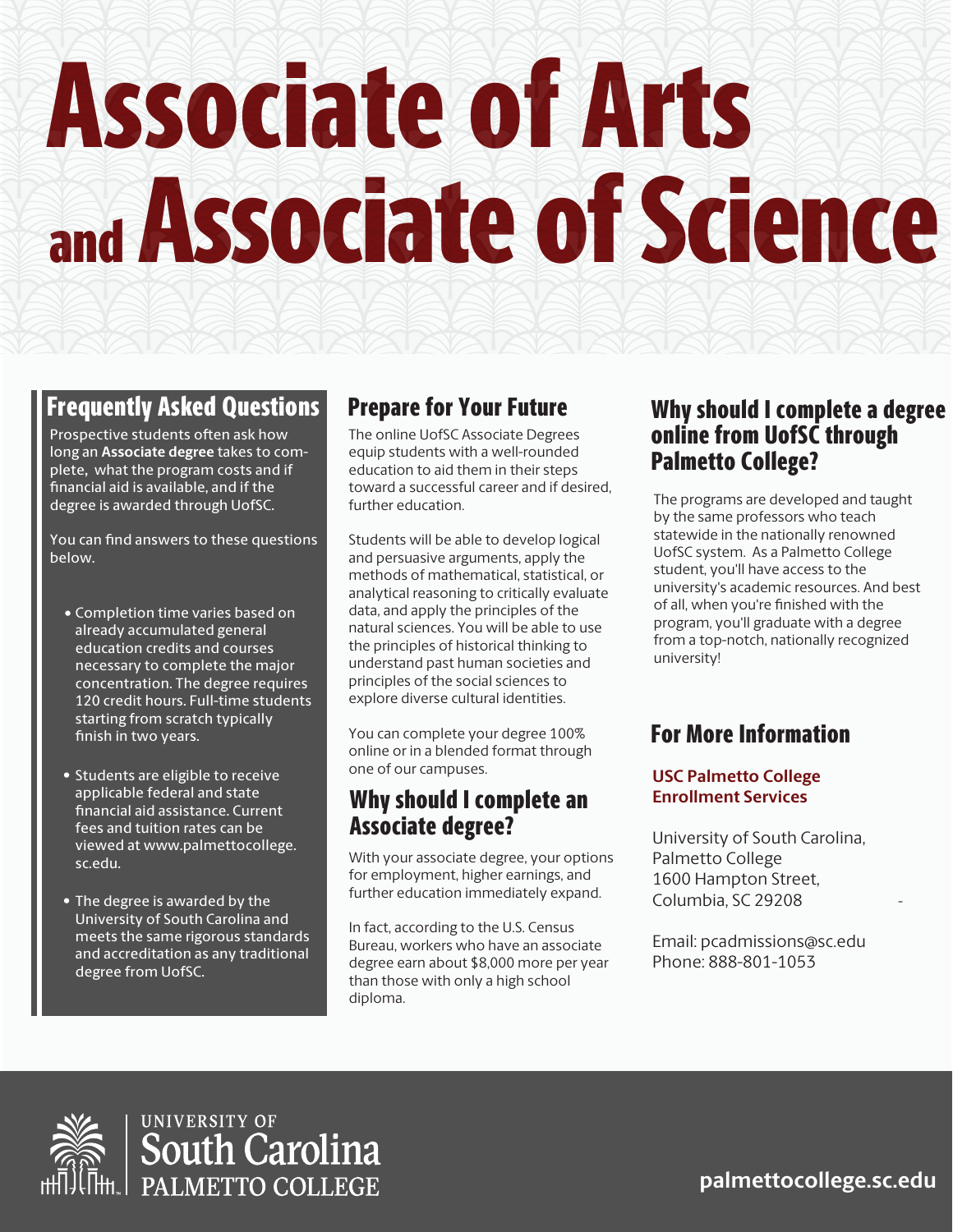# Associate of Arts and Associate of Science

## Frequently Asked Questions

Prospective students often ask how long an **Associate degree** takes to complete, what the program costs and if financial aid is available, and if the degree is awarded through UofSC.

You can find answers to these questions below.

- Completion time varies based on already accumulated general education credits and courses necessary to complete the major concentration. The degree requires 120 credit hours. Full-time students starting from scratch typically finish in two years.
- Students are eligible to receive applicable federal and state financial aid assistance. Current fees and tuition rates can be viewed at www.palmettocollege.sc.edu.
- The degree is awarded by the University of South Carolina and meets the same rigorous standards and accreditation as any traditional degree from UofSC.

## Prepare for Your Future

The online UofSC Associate Degrees equip students with a well-rounded education to aid them in their steps toward a successful career and if desired, further education.

Students will be able to develop logical and persuasive arguments, apply the methods of mathematical, statistical, or analytical reasoning to critically evaluate data, and apply the principles of the natural sciences. You will be able to use the principles of historical thinking to understand past human societies and principles of the social sciences to explore diverse cultural identities.

You can complete your degree 100% online or in a blended format through one of our campuses.

## Why should I complete an Associate degree?

With your associate degree, your options for employment, higher earnings, and further education immediately expand.

In fact, according to the U.S. Census Bureau, workers who have an associate degree earn about $8,000 more per year than those with only a high school diploma.

## Why should I complete a degree online from UofSC through Palmetto College?

The programs are developed and taught by the same professors who teach statewide in the nationally renowned UofSC system. As a Palmetto College student, you'll have access to the university's academic resources. And best of all, when you're finished with the program, you'll graduate with a degree from a top-notch, nationally recognized university!

## For More Information

**USC Palmetto College Enrollment Services**

University of South Carolina,
Palmetto College
1600 Hampton Street,
Columbia, SC 29208

Email: pcadmissions@sc.edu
Phone: 888-801-1053

University of South Carolina Palmetto College

palmettocollege.sc.edu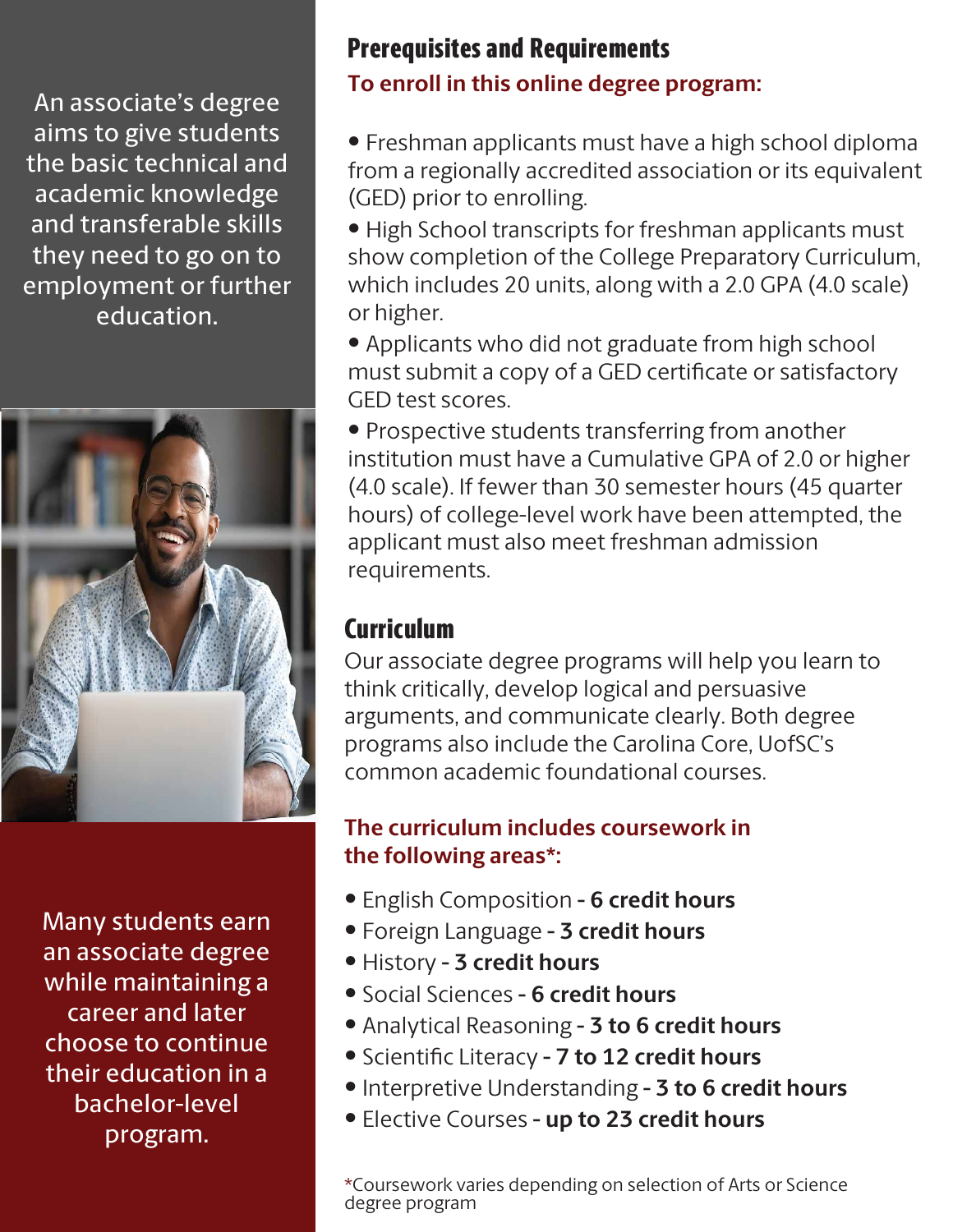An associate's degree aims to give students the basic technical and academic knowledge and transferable skills they need to go on to employment or further education.

Many students earn an associate degree while maintaining a career and later choose to continue their education in a bachelor-level program.

## Prerequisites and Requirements

### To enroll in this online degree program:

- Freshman applicants must have a high school diploma from a regionally accredited association or its equivalent (GED) prior to enrolling.
- High School transcripts for freshman applicants must show completion of the College Preparatory Curriculum, which includes 20 units, along with a 2.0 GPA (4.0 scale) or higher.
- Applicants who did not graduate from high school must submit a copy of a GED certificate or satisfactory GED test scores.
- Prospective students transferring from another institution must have a Cumulative GPA of 2.0 or higher (4.0 scale). If fewer than 30 semester hours (45 quarter hours) of college-level work have been attempted, the applicant must also meet freshman admission requirements.

## Curriculum

Our associate degree programs will help you learn to think critically, develop logical and persuasive arguments, and communicate clearly. Both degree programs also include the Carolina Core, UofSC's common academic foundational courses.

### The curriculum includes coursework in the following areas*:

- English Composition - **6 credit hours**
- Foreign Language - **3 credit hours**
- History - **3 credit hours**
- Social Sciences - **6 credit hours**
- Analytical Reasoning - **3 to 6 credit hours**
- Scientific Literacy - **7 to 12 credit hours**
- Interpretive Understanding - **3 to 6 credit hours**
- Elective Courses - **up to 23 credit hours**

*Coursework varies depending on selection of Arts or Science degree program